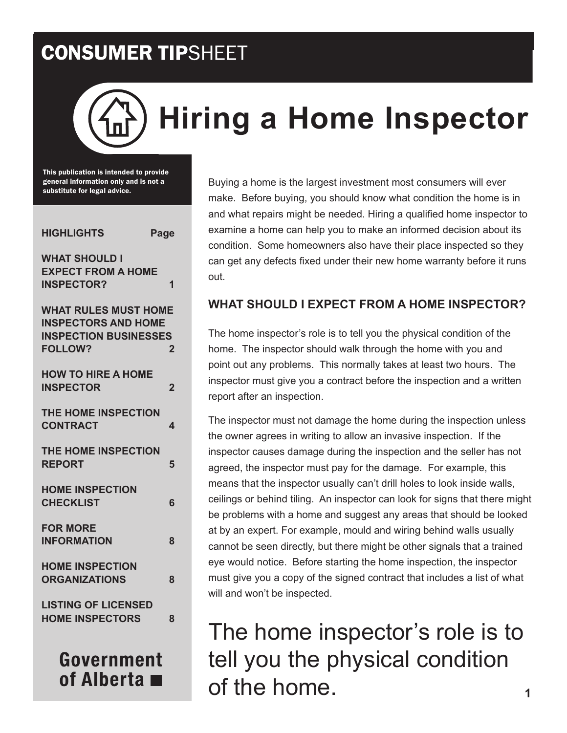# CONSUMER TIPSHEET

# Hiring a Home Inspector

**This publication is intended to provide general information only and is not a substitute for legal advice.**

| HIGHLIGHTS | Page |
|---|---|
| WHAT SHOULD I EXPECT FROM A HOME INSPECTOR? | 1 |
| WHAT RULES MUST HOME INSPECTORS AND HOME INSPECTION BUSINESSES FOLLOW? | 2 |
| HOW TO HIRE A HOME INSPECTOR | 2 |
| THE HOME INSPECTION CONTRACT | 4 |
| THE HOME INSPECTION REPORT | 5 |
| HOME INSPECTION CHECKLIST | 6 |
| FOR MORE INFORMATION | 8 |
| HOME INSPECTION ORGANIZATIONS | 8 |
| LISTING OF LICENSED HOME INSPECTORS | 8 |

**Government of Alberta**

Buying a home is the largest investment most consumers will ever make. Before buying, you should know what condition the home is in and what repairs might be needed. Hiring a qualified home inspector to examine a home can help you to make an informed decision about its condition. Some homeowners also have their place inspected so they can get any defects fixed under their new home warranty before it runs out.

## WHAT SHOULD I EXPECT FROM A HOME INSPECTOR?

The home inspector's role is to tell you the physical condition of the home. The inspector should walk through the home with you and point out any problems. This normally takes at least two hours. The inspector must give you a contract before the inspection and a written report after an inspection.

The inspector must not damage the home during the inspection unless the owner agrees in writing to allow an invasive inspection. If the inspector causes damage during the inspection and the seller has not agreed, the inspector must pay for the damage. For example, this means that the inspector usually can't drill holes to look inside walls, ceilings or behind tiling. An inspector can look for signs that there might be problems with a home and suggest any areas that should be looked at by an expert. For example, mould and wiring behind walls usually cannot be seen directly, but there might be other signals that a trained eye would notice. Before starting the home inspection, the inspector must give you a copy of the signed contract that includes a list of what will and won't be inspected.

> The home inspector's role is to tell you the physical condition of the home.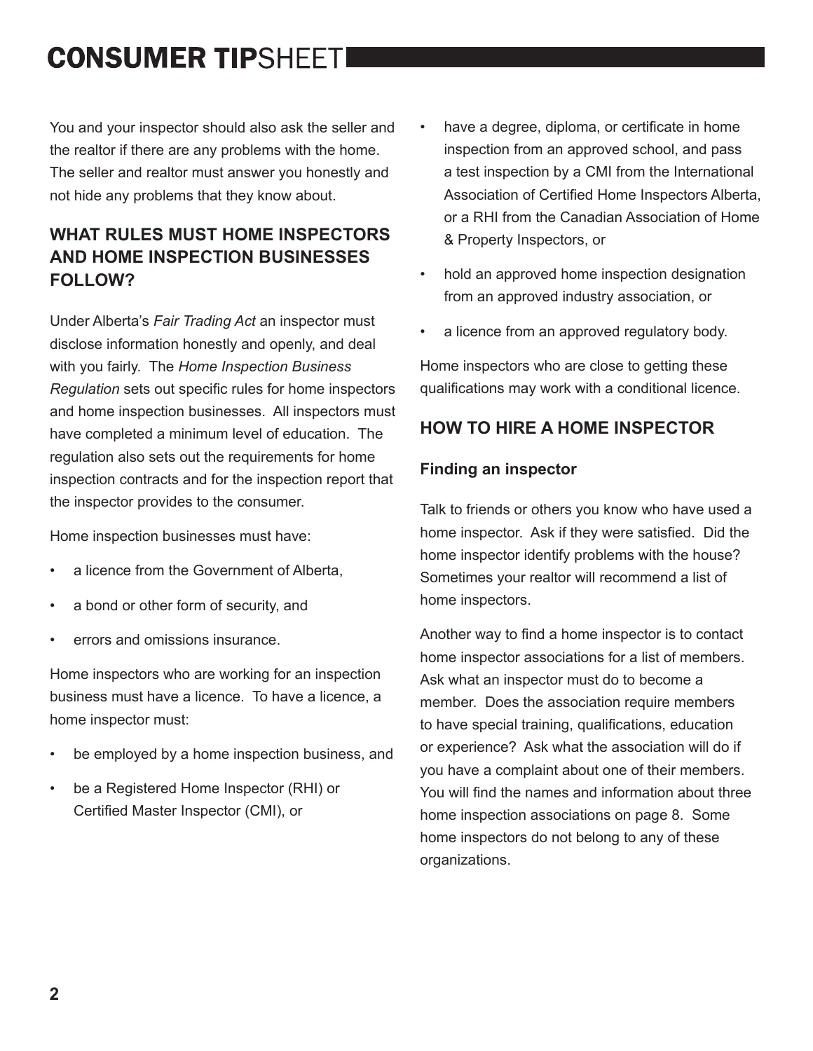You and your inspector should also ask the seller and the realtor if there are any problems with the home. The seller and realtor must answer you honestly and not hide any problems that they know about.

## WHAT RULES MUST HOME INSPECTORS AND HOME INSPECTION BUSINESSES FOLLOW?

Under Alberta's *Fair Trading Act* an inspector must disclose information honestly and openly, and deal with you fairly. The *Home Inspection Business Regulation* sets out specific rules for home inspectors and home inspection businesses. All inspectors must have completed a minimum level of education. The regulation also sets out the requirements for home inspection contracts and for the inspection report that the inspector provides to the consumer.

Home inspection businesses must have:

- a licence from the Government of Alberta,
- a bond or other form of security, and
- errors and omissions insurance.

Home inspectors who are working for an inspection business must have a licence. To have a licence, a home inspector must:

- be employed by a home inspection business, and
- be a Registered Home Inspector (RHI) or Certified Master Inspector (CMI), or
- have a degree, diploma, or certificate in home inspection from an approved school, and pass a test inspection by a CMI from the International Association of Certified Home Inspectors Alberta, or a RHI from the Canadian Association of Home & Property Inspectors, or
- hold an approved home inspection designation from an approved industry association, or
- a licence from an approved regulatory body.

Home inspectors who are close to getting these qualifications may work with a conditional licence.

## HOW TO HIRE A HOME INSPECTOR

### Finding an inspector

Talk to friends or others you know who have used a home inspector. Ask if they were satisfied. Did the home inspector identify problems with the house? Sometimes your realtor will recommend a list of home inspectors.

Another way to find a home inspector is to contact home inspector associations for a list of members. Ask what an inspector must do to become a member. Does the association require members to have special training, qualifications, education or experience? Ask what the association will do if you have a complaint about one of their members. You will find the names and information about three home inspection associations on page 8. Some home inspectors do not belong to any of these organizations.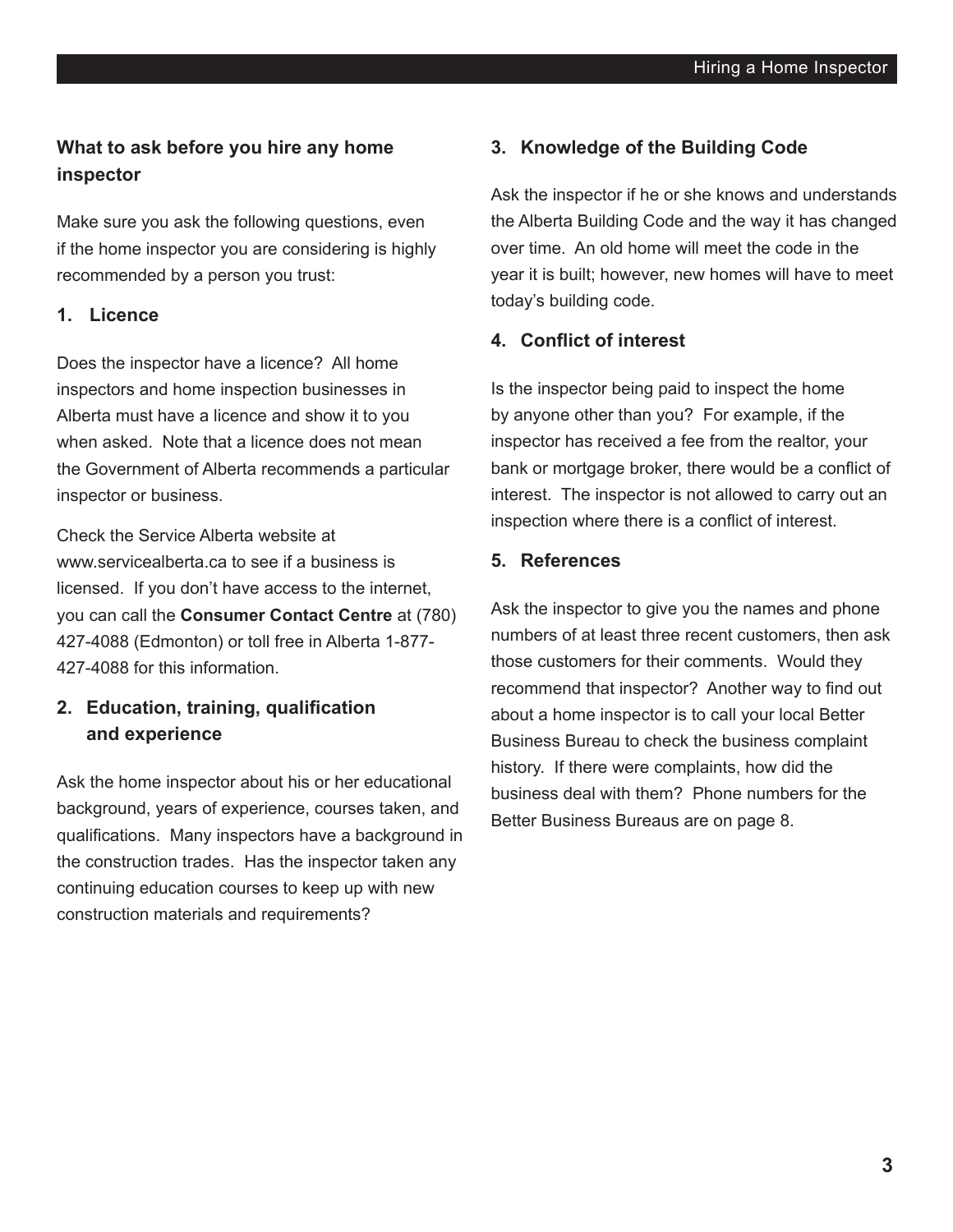## What to ask before you hire any home inspector

Make sure you ask the following questions, even if the home inspector you are considering is highly recommended by a person you trust:

### 1. Licence

Does the inspector have a licence? All home inspectors and home inspection businesses in Alberta must have a licence and show it to you when asked. Note that a licence does not mean the Government of Alberta recommends a particular inspector or business.

Check the Service Alberta website at www.servicealberta.ca to see if a business is licensed. If you don't have access to the internet, you can call the **Consumer Contact Centre** at (780) 427-4088 (Edmonton) or toll free in Alberta 1-877-427-4088 for this information.

### 2. Education, training, qualification and experience

Ask the home inspector about his or her educational background, years of experience, courses taken, and qualifications. Many inspectors have a background in the construction trades. Has the inspector taken any continuing education courses to keep up with new construction materials and requirements?

### 3. Knowledge of the Building Code

Ask the inspector if he or she knows and understands the Alberta Building Code and the way it has changed over time. An old home will meet the code in the year it is built; however, new homes will have to meet today's building code.

### 4. Conflict of interest

Is the inspector being paid to inspect the home by anyone other than you? For example, if the inspector has received a fee from the realtor, your bank or mortgage broker, there would be a conflict of interest. The inspector is not allowed to carry out an inspection where there is a conflict of interest.

### 5. References

Ask the inspector to give you the names and phone numbers of at least three recent customers, then ask those customers for their comments. Would they recommend that inspector? Another way to find out about a home inspector is to call your local Better Business Bureau to check the business complaint history. If there were complaints, how did the business deal with them? Phone numbers for the Better Business Bureaus are on page 8.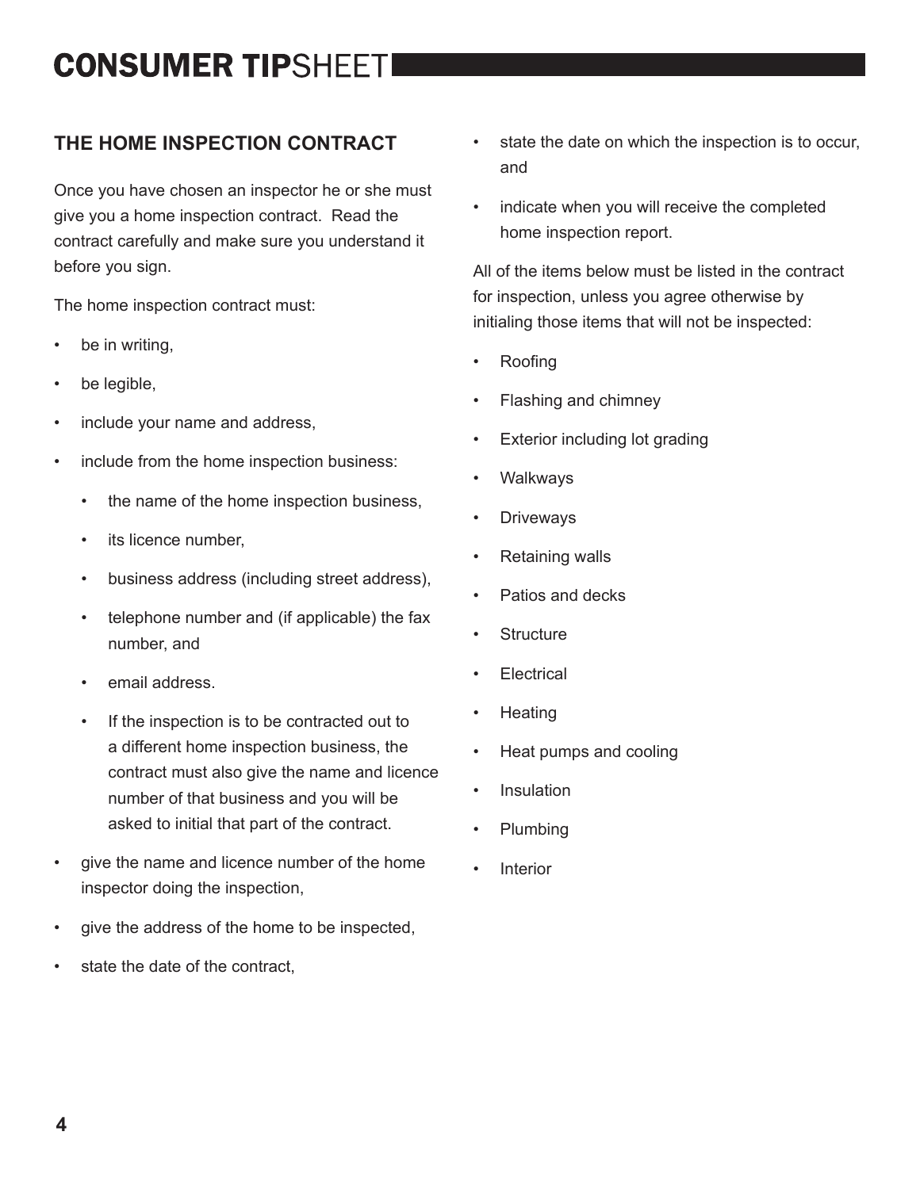## THE HOME INSPECTION CONTRACT

Once you have chosen an inspector he or she must give you a home inspection contract. Read the contract carefully and make sure you understand it before you sign.

The home inspection contract must:

- be in writing,
- be legible,
- include your name and address,
- include from the home inspection business:
  - the name of the home inspection business,
  - its licence number,
  - business address (including street address),
  - telephone number and (if applicable) the fax number, and
  - email address.
  - If the inspection is to be contracted out to a different home inspection business, the contract must also give the name and licence number of that business and you will be asked to initial that part of the contract.
- give the name and licence number of the home inspector doing the inspection,
- give the address of the home to be inspected,
- state the date of the contract,
- state the date on which the inspection is to occur, and
- indicate when you will receive the completed home inspection report.

All of the items below must be listed in the contract for inspection, unless you agree otherwise by initialing those items that will not be inspected:

- Roofing
- Flashing and chimney
- Exterior including lot grading
- Walkways
- Driveways
- Retaining walls
- Patios and decks
- Structure
- Electrical
- Heating
- Heat pumps and cooling
- Insulation
- Plumbing
- Interior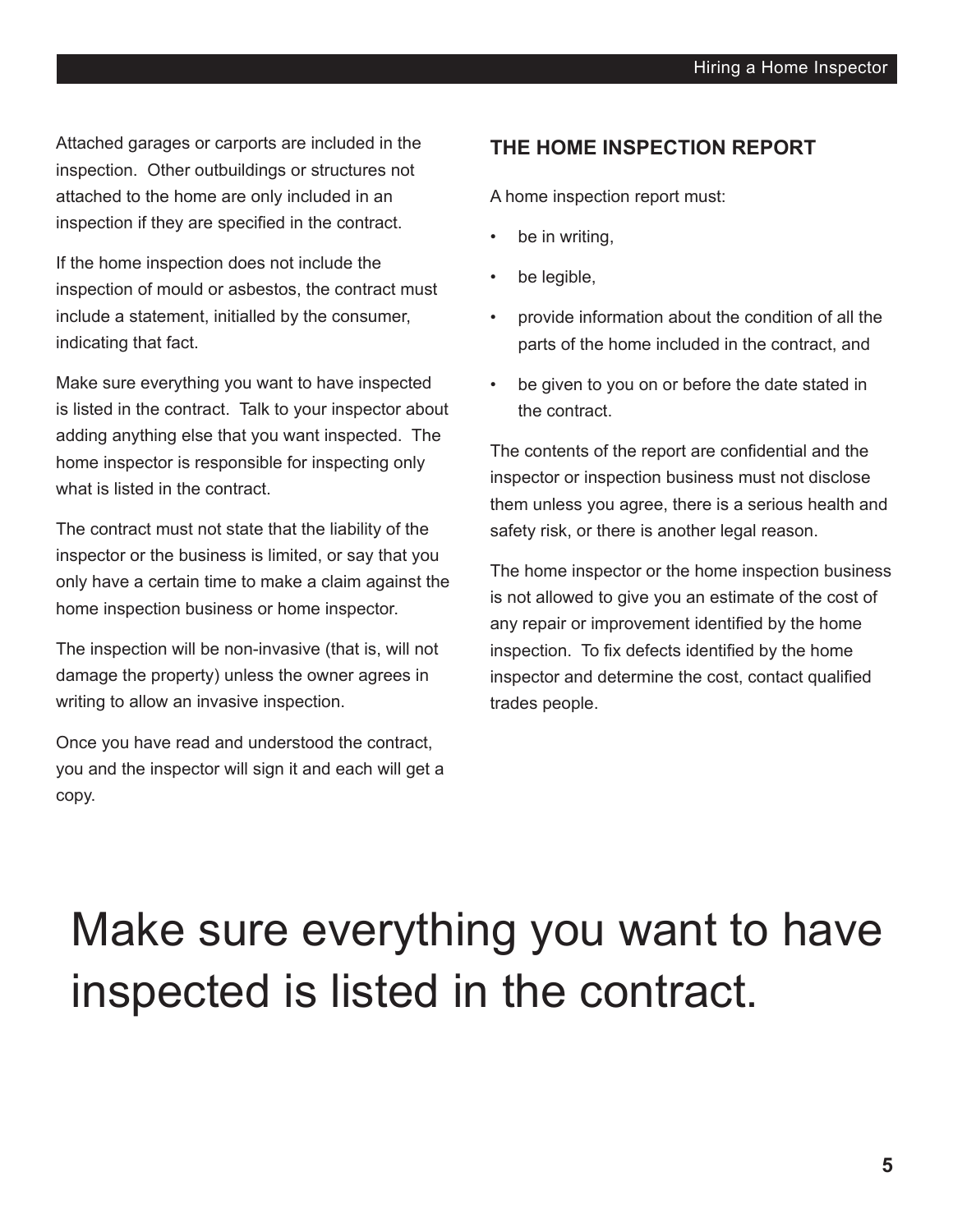Attached garages or carports are included in the inspection.  Other outbuildings or structures not attached to the home are only included in an inspection if they are specified in the contract.

If the home inspection does not include the inspection of mould or asbestos, the contract must include a statement, initialled by the consumer, indicating that fact.

Make sure everything you want to have inspected is listed in the contract.  Talk to your inspector about adding anything else that you want inspected.  The home inspector is responsible for inspecting only what is listed in the contract.

The contract must not state that the liability of the inspector or the business is limited, or say that you only have a certain time to make a claim against the home inspection business or home inspector.

The inspection will be non-invasive (that is, will not damage the property) unless the owner agrees in writing to allow an invasive inspection.

Once you have read and understood the contract, you and the inspector will sign it and each will get a copy.

## THE HOME INSPECTION REPORT

A home inspection report must:

- be in writing,
- be legible,
- provide information about the condition of all the parts of the home included in the contract, and
- be given to you on or before the date stated in the contract.

The contents of the report are confidential and the inspector or inspection business must not disclose them unless you agree, there is a serious health and safety risk, or there is another legal reason.

The home inspector or the home inspection business is not allowed to give you an estimate of the cost of any repair or improvement identified by the home inspection.  To fix defects identified by the home inspector and determine the cost, contact qualified trades people.

> Make sure everything you want to have inspected is listed in the contract.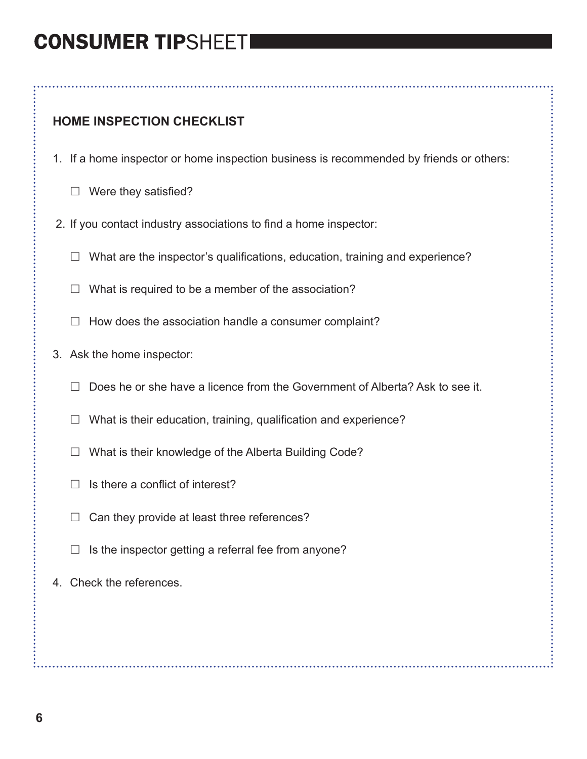# CONSUMER TIPSHEET

## HOME INSPECTION CHECKLIST

1. If a home inspector or home inspection business is recommended by friends or others:
   - ☐ Were they satisfied?
2. If you contact industry associations to find a home inspector:
   - ☐ What are the inspector's qualifications, education, training and experience?
   - ☐ What is required to be a member of the association?
   - ☐ How does the association handle a consumer complaint?
3. Ask the home inspector:
   - ☐ Does he or she have a licence from the Government of Alberta? Ask to see it.
   - ☐ What is their education, training, qualification and experience?
   - ☐ What is their knowledge of the Alberta Building Code?
   - ☐ Is there a conflict of interest?
   - ☐ Can they provide at least three references?
   - ☐ Is the inspector getting a referral fee from anyone?
4. Check the references.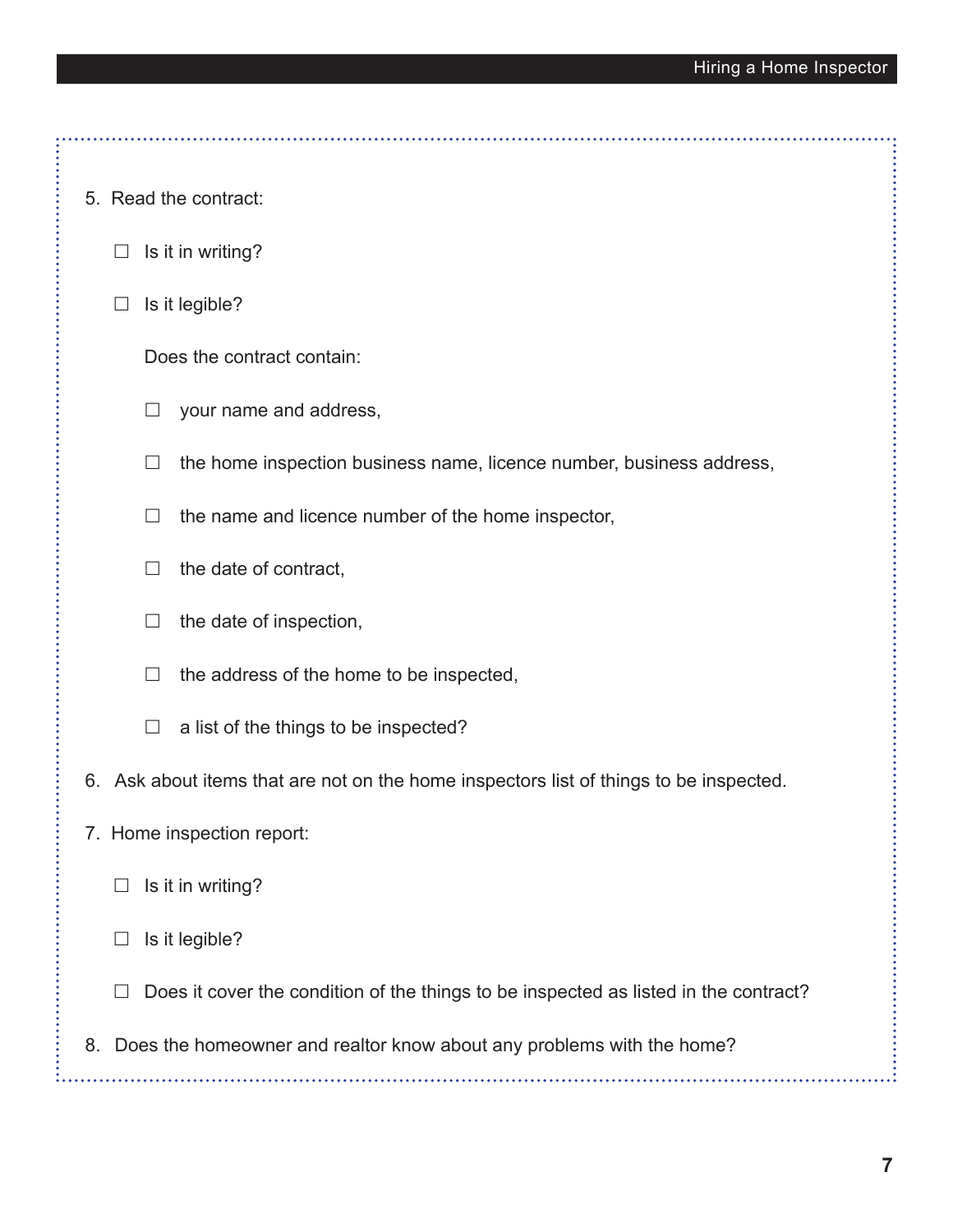5. Read the contract:

   ☐ Is it in writing?

   ☐ Is it legible?

   Does the contract contain:

   ☐ your name and address,

   ☐ the home inspection business name, licence number, business address,

   ☐ the name and licence number of the home inspector,

   ☐ the date of contract,

   ☐ the date of inspection,

   ☐ the address of the home to be inspected,

   ☐ a list of the things to be inspected?

6. Ask about items that are not on the home inspectors list of things to be inspected.

7. Home inspection report:

   ☐ Is it in writing?

   ☐ Is it legible?

   ☐ Does it cover the condition of the things to be inspected as listed in the contract?

8. Does the homeowner and realtor know about any problems with the home?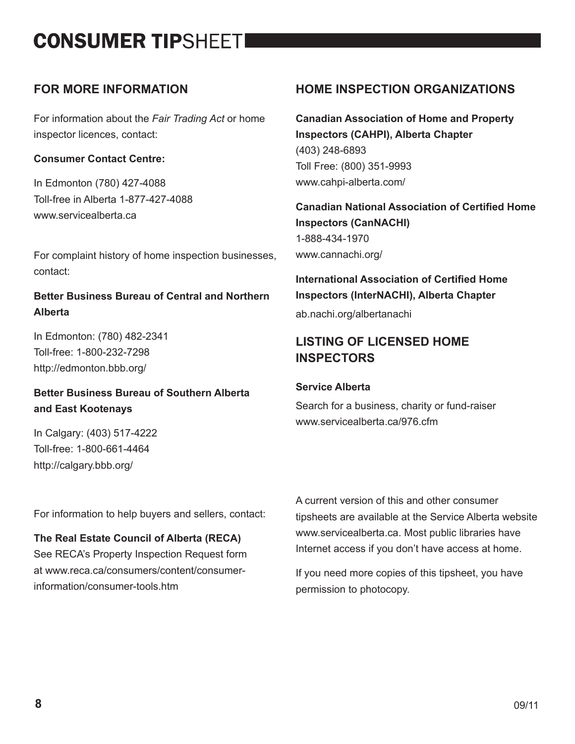# CONSUMER TIPSHEET

## FOR MORE INFORMATION

For information about the *Fair Trading Act* or home inspector licences, contact:

**Consumer Contact Centre:**

In Edmonton (780) 427-4088
Toll-free in Alberta 1-877-427-4088
www.servicealberta.ca

For complaint history of home inspection businesses, contact:

**Better Business Bureau of Central and Northern Alberta**

In Edmonton: (780) 482-2341
Toll-free: 1-800-232-7298
http://edmonton.bbb.org/

**Better Business Bureau of Southern Alberta and East Kootenays**

In Calgary: (403) 517-4222
Toll-free: 1-800-661-4464
http://calgary.bbb.org/

For information to help buyers and sellers, contact:

**The Real Estate Council of Alberta (RECA)**
See RECA's Property Inspection Request form at www.reca.ca/consumers/content/consumer-information/consumer-tools.htm

## HOME INSPECTION ORGANIZATIONS

**Canadian Association of Home and Property Inspectors (CAHPI), Alberta Chapter**
(403) 248-6893
Toll Free: (800) 351-9993
www.cahpi-alberta.com/

**Canadian National Association of Certified Home Inspectors (CanNACHI)**
1-888-434-1970
www.cannachi.org/

**International Association of Certified Home Inspectors (InterNACHI), Alberta Chapter**
ab.nachi.org/albertanachi

## LISTING OF LICENSED HOME INSPECTORS

**Service Alberta**

Search for a business, charity or fund-raiser
www.servicealberta.ca/976.cfm

A current version of this and other consumer tipsheets are available at the Service Alberta website www.servicealberta.ca. Most public libraries have Internet access if you don't have access at home.

If you need more copies of this tipsheet, you have permission to photocopy.

09/11